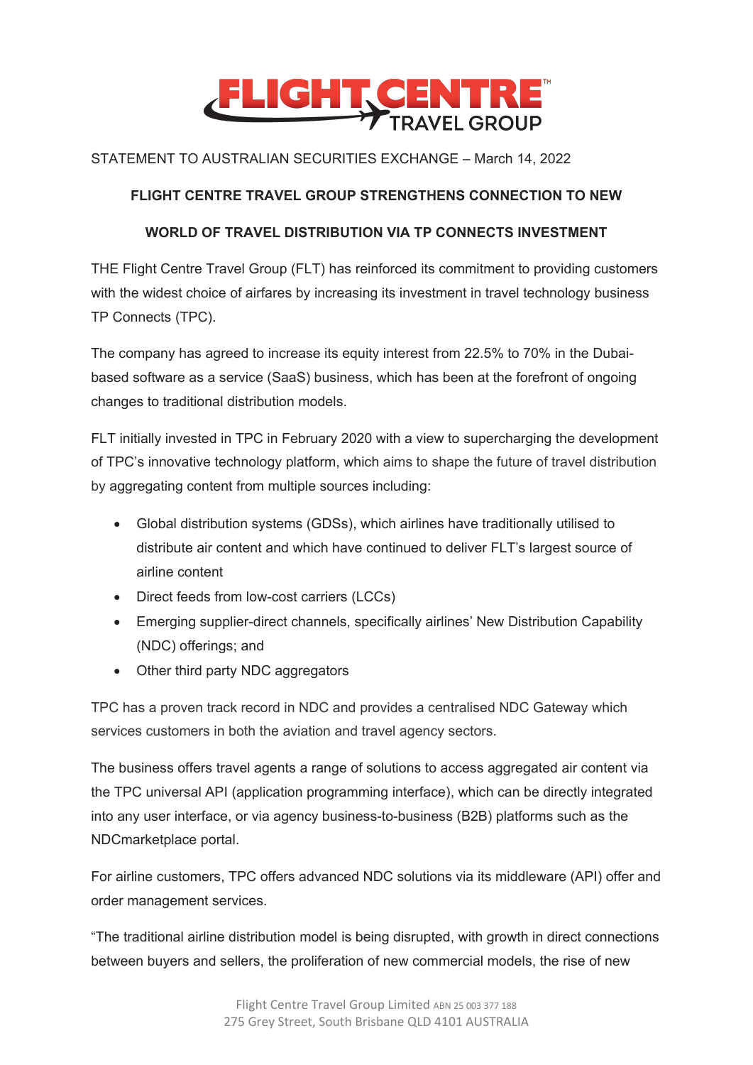STATEMENT TO AUSTRALIAN SECURITIES EXCHANGE – March 14, 2022

# FLIGHT CENTRE TRAVEL GROUP STRENGTHENS CONNECTION TO NEW WORLD OF TRAVEL DISTRIBUTION VIA TP CONNECTS INVESTMENT

THE Flight Centre Travel Group (FLT) has reinforced its commitment to providing customers with the widest choice of airfares by increasing its investment in travel technology business TP Connects (TPC).

The company has agreed to increase its equity interest from 22.5% to 70% in the Dubai-based software as a service (SaaS) business, which has been at the forefront of ongoing changes to traditional distribution models.

FLT initially invested in TPC in February 2020 with a view to supercharging the development of TPC's innovative technology platform, which aims to shape the future of travel distribution by aggregating content from multiple sources including:

- Global distribution systems (GDSs), which airlines have traditionally utilised to distribute air content and which have continued to deliver FLT's largest source of airline content
- Direct feeds from low-cost carriers (LCCs)
- Emerging supplier-direct channels, specifically airlines' New Distribution Capability (NDC) offerings; and
- Other third party NDC aggregators

TPC has a proven track record in NDC and provides a centralised NDC Gateway which services customers in both the aviation and travel agency sectors.

The business offers travel agents a range of solutions to access aggregated air content via the TPC universal API (application programming interface), which can be directly integrated into any user interface, or via agency business-to-business (B2B) platforms such as the NDCmarketplace portal.

For airline customers, TPC offers advanced NDC solutions via its middleware (API) offer and order management services.

"The traditional airline distribution model is being disrupted, with growth in direct connections between buyers and sellers, the proliferation of new commercial models, the rise of new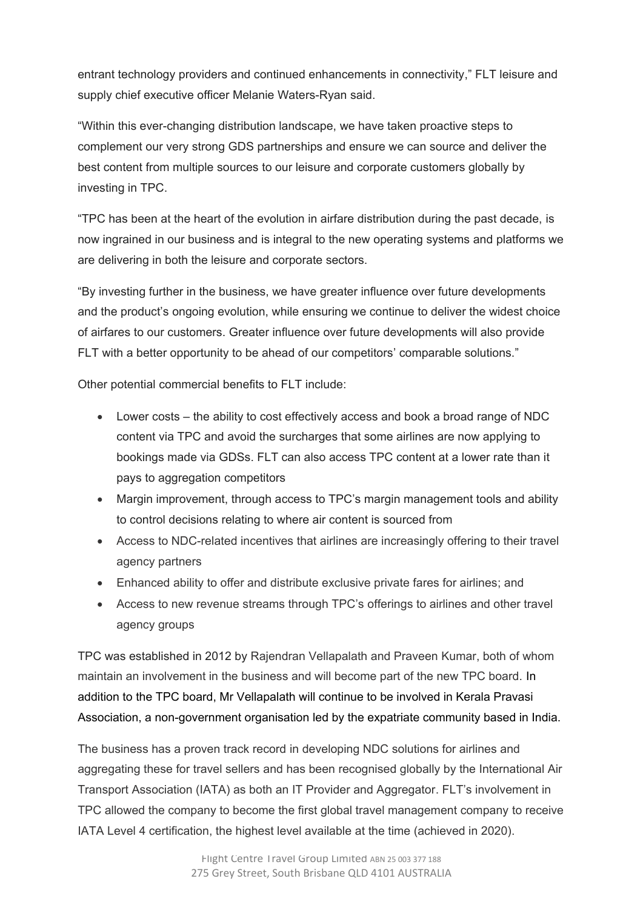entrant technology providers and continued enhancements in connectivity," FLT leisure and supply chief executive officer Melanie Waters-Ryan said.

"Within this ever-changing distribution landscape, we have taken proactive steps to complement our very strong GDS partnerships and ensure we can source and deliver the best content from multiple sources to our leisure and corporate customers globally by investing in TPC.

"TPC has been at the heart of the evolution in airfare distribution during the past decade, is now ingrained in our business and is integral to the new operating systems and platforms we are delivering in both the leisure and corporate sectors.

"By investing further in the business, we have greater influence over future developments and the product's ongoing evolution, while ensuring we continue to deliver the widest choice of airfares to our customers. Greater influence over future developments will also provide FLT with a better opportunity to be ahead of our competitors' comparable solutions."

Other potential commercial benefits to FLT include:

- Lower costs – the ability to cost effectively access and book a broad range of NDC content via TPC and avoid the surcharges that some airlines are now applying to bookings made via GDSs. FLT can also access TPC content at a lower rate than it pays to aggregation competitors
- Margin improvement, through access to TPC's margin management tools and ability to control decisions relating to where air content is sourced from
- Access to NDC-related incentives that airlines are increasingly offering to their travel agency partners
- Enhanced ability to offer and distribute exclusive private fares for airlines; and
- Access to new revenue streams through TPC's offerings to airlines and other travel agency groups

TPC was established in 2012 by Rajendran Vellapalath and Praveen Kumar, both of whom maintain an involvement in the business and will become part of the new TPC board. In addition to the TPC board, Mr Vellapalath will continue to be involved in Kerala Pravasi Association, a non-government organisation led by the expatriate community based in India.

The business has a proven track record in developing NDC solutions for airlines and aggregating these for travel sellers and has been recognised globally by the International Air Transport Association (IATA) as both an IT Provider and Aggregator. FLT's involvement in TPC allowed the company to become the first global travel management company to receive IATA Level 4 certification, the highest level available at the time (achieved in 2020).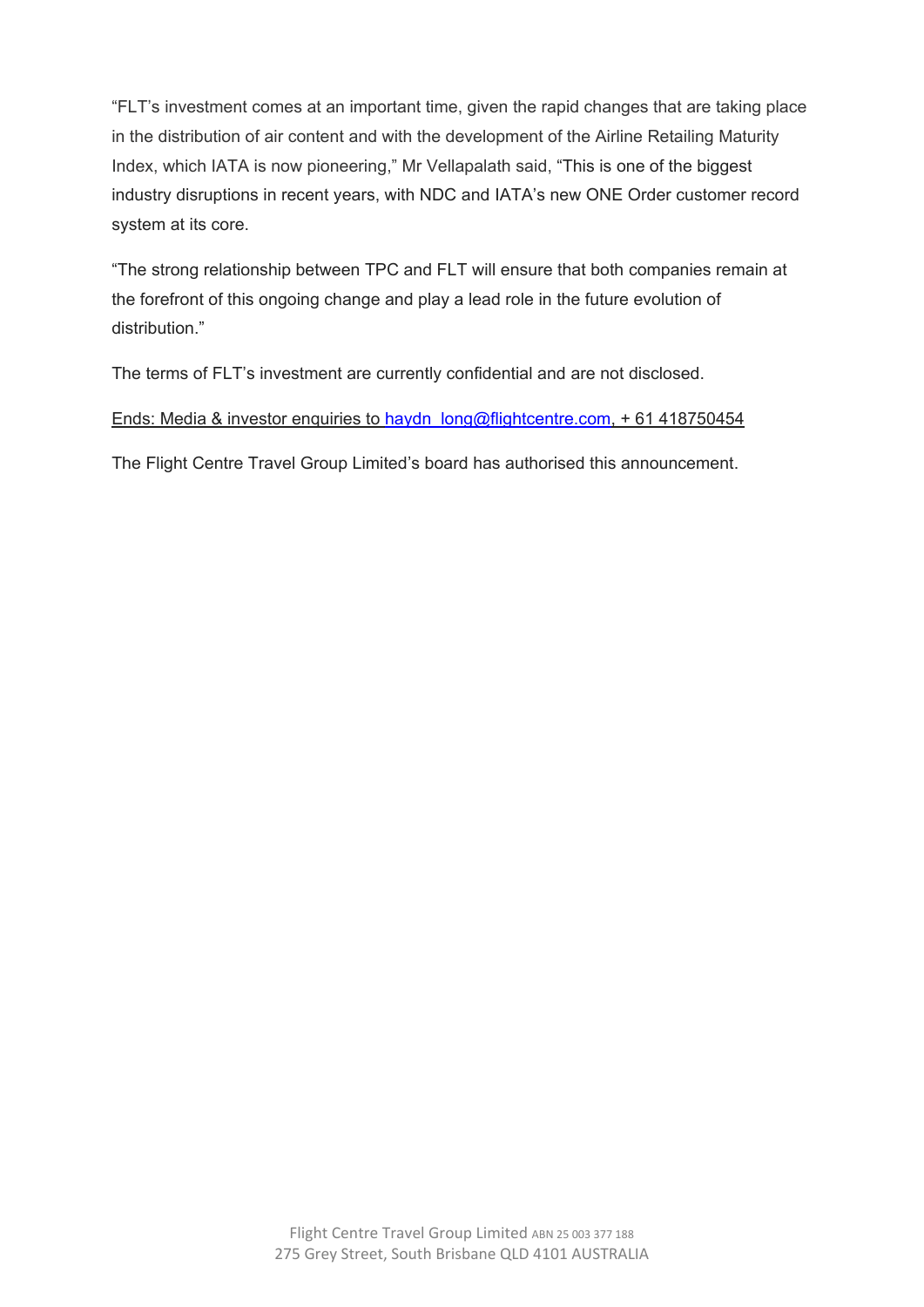"FLT's investment comes at an important time, given the rapid changes that are taking place in the distribution of air content and with the development of the Airline Retailing Maturity Index, which IATA is now pioneering," Mr Vellapalath said, "This is one of the biggest industry disruptions in recent years, with NDC and IATA's new ONE Order customer record system at its core.

"The strong relationship between TPC and FLT will ensure that both companies remain at the forefront of this ongoing change and play a lead role in the future evolution of distribution."

The terms of FLT's investment are currently confidential and are not disclosed.

Ends: Media & investor enquiries to haydn_long@flightcentre.com, + 61 418750454

The Flight Centre Travel Group Limited's board has authorised this announcement.